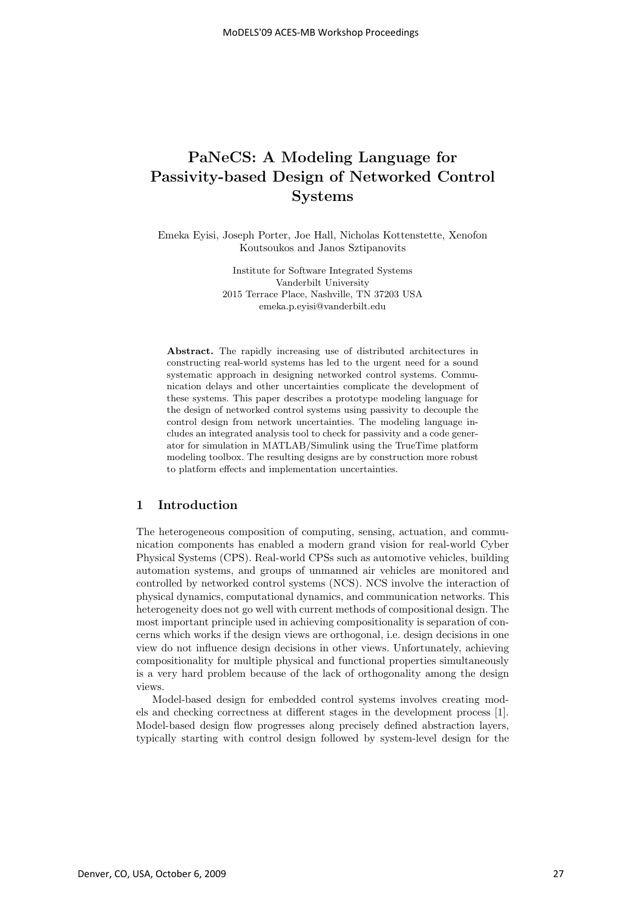# PaNeCS: A Modeling Language for Passivity-based Design of Networked Control Systems

Emeka Eyisi, Joseph Porter, Joe Hall, Nicholas Kottenstette, Xenofon Koutsoukos and Janos Sztipanovits

Institute for Software Integrated Systems
Vanderbilt University
2015 Terrace Place, Nashville, TN 37203 USA
emeka.p.eyisi@vanderbilt.edu

**Abstract.** The rapidly increasing use of distributed architectures in constructing real-world systems has led to the urgent need for a sound systematic approach in designing networked control systems. Communication delays and other uncertainties complicate the development of these systems. This paper describes a prototype modeling language for the design of networked control systems using passivity to decouple the control design from network uncertainties. The modeling language includes an integrated analysis tool to check for passivity and a code generator for simulation in MATLAB/Simulink using the TrueTime platform modeling toolbox. The resulting designs are by construction more robust to platform effects and implementation uncertainties.

## 1 Introduction

The heterogeneous composition of computing, sensing, actuation, and communication components has enabled a modern grand vision for real-world Cyber Physical Systems (CPS). Real-world CPSs such as automotive vehicles, building automation systems, and groups of unmanned air vehicles are monitored and controlled by networked control systems (NCS). NCS involve the interaction of physical dynamics, computational dynamics, and communication networks. This heterogeneity does not go well with current methods of compositional design. The most important principle used in achieving compositionality is separation of concerns which works if the design views are orthogonal, i.e. design decisions in one view do not influence design decisions in other views. Unfortunately, achieving compositionality for multiple physical and functional properties simultaneously is a very hard problem because of the lack of orthogonality among the design views.

Model-based design for embedded control systems involves creating models and checking correctness at different stages in the development process [1]. Model-based design flow progresses along precisely defined abstraction layers, typically starting with control design followed by system-level design for the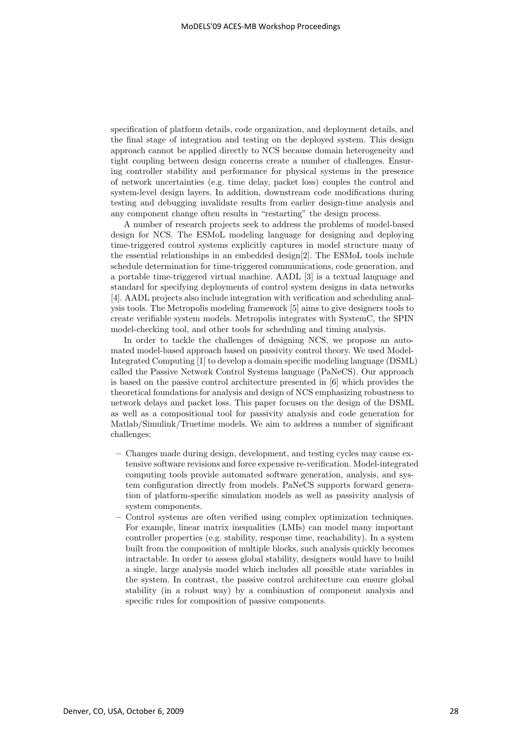specification of platform details, code organization, and deployment details, and the final stage of integration and testing on the deployed system. This design approach cannot be applied directly to NCS because domain heterogeneity and tight coupling between design concerns create a number of challenges. Ensuring controller stability and performance for physical systems in the presence of network uncertainties (e.g. time delay, packet loss) couples the control and system-level design layers. In addition, downstream code modifications during testing and debugging invalidate results from earlier design-time analysis and any component change often results in "restarting" the design process.

A number of research projects seek to address the problems of model-based design for NCS. The ESMoL modeling language for designing and deploying time-triggered control systems explicitly captures in model structure many of the essential relationships in an embedded design[2]. The ESMoL tools include schedule determination for time-triggered communications, code generation, and a portable time-triggered virtual machine. AADL [3] is a textual language and standard for specifying deployments of control system designs in data networks [4]. AADL projects also include integration with verification and scheduling analysis tools. The Metropolis modeling framework [5] aims to give designers tools to create verifiable system models. Metropolis integrates with SystemC, the SPIN model-checking tool, and other tools for scheduling and timing analysis.

In order to tackle the challenges of designing NCS, we propose an automated model-based approach based on passivity control theory. We used Model-Integrated Computing [1] to develop a domain specific modeling language (DSML) called the Passive Network Control Systems language (PaNeCS). Our approach is based on the passive control architecture presented in [6] which provides the theoretical foundations for analysis and design of NCS emphasizing robustness to network delays and packet loss. This paper focuses on the design of the DSML as well as a compositional tool for passivity analysis and code generation for Matlab/Simulink/Truetime models. We aim to address a number of significant challenges:

- Changes made during design, development, and testing cycles may cause extensive software revisions and force expensive re-verification. Model-integrated computing tools provide automated software generation, analysis, and system configuration directly from models. PaNeCS supports forward generation of platform-specific simulation models as well as passivity analysis of system components.
- Control systems are often verified using complex optimization techniques. For example, linear matrix inequalities (LMIs) can model many important controller properties (e.g. stability, response time, reachability). In a system built from the composition of multiple blocks, such analysis quickly becomes intractable. In order to assess global stability, designers would have to build a single, large analysis model which includes all possible state variables in the system. In contrast, the passive control architecture can ensure global stability (in a robust way) by a combination of component analysis and specific rules for composition of passive components.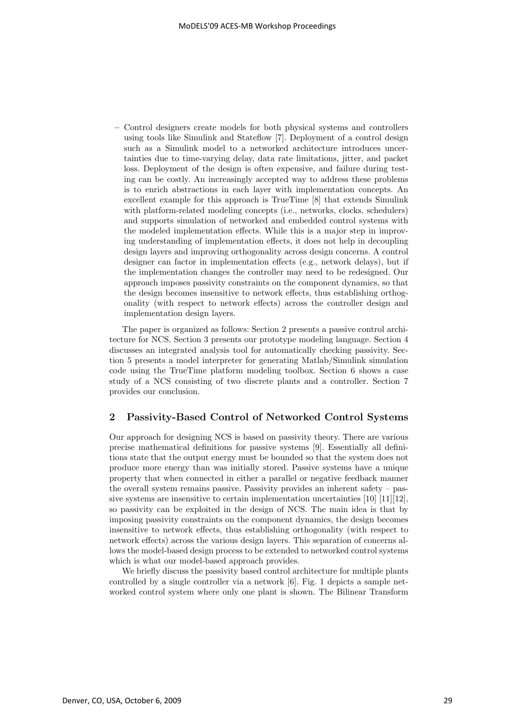– Control designers create models for both physical systems and controllers using tools like Simulink and Stateflow [7]. Deployment of a control design such as a Simulink model to a networked architecture introduces uncertainties due to time-varying delay, data rate limitations, jitter, and packet loss. Deployment of the design is often expensive, and failure during testing can be costly. An increasingly accepted way to address these problems is to enrich abstractions in each layer with implementation concepts. An excellent example for this approach is TrueTime [8] that extends Simulink with platform-related modeling concepts (i.e., networks, clocks, schedulers) and supports simulation of networked and embedded control systems with the modeled implementation effects. While this is a major step in improving understanding of implementation effects, it does not help in decoupling design layers and improving orthogonality across design concerns. A control designer can factor in implementation effects (e.g., network delays), but if the implementation changes the controller may need to be redesigned. Our approach imposes passivity constraints on the component dynamics, so that the design becomes insensitive to network effects, thus establishing orthogonality (with respect to network effects) across the controller design and implementation design layers.

The paper is organized as follows: Section 2 presents a passive control architecture for NCS. Section 3 presents our prototype modeling language. Section 4 discusses an integrated analysis tool for automatically checking passivity. Section 5 presents a model interpreter for generating Matlab/Simulink simulation code using the TrueTime platform modeling toolbox. Section 6 shows a case study of a NCS consisting of two discrete plants and a controller. Section 7 provides our conclusion.

## 2 Passivity-Based Control of Networked Control Systems

Our approach for designing NCS is based on passivity theory. There are various precise mathematical definitions for passive systems [9]. Essentially all definitions state that the output energy must be bounded so that the system does not produce more energy than was initially stored. Passive systems have a unique property that when connected in either a parallel or negative feedback manner the overall system remains passive. Passivity provides an inherent safety – passive systems are insensitive to certain implementation uncertainties [10] [11][12], so passivity can be exploited in the design of NCS. The main idea is that by imposing passivity constraints on the component dynamics, the design becomes insensitive to network effects, thus establishing orthogonality (with respect to network effects) across the various design layers. This separation of concerns allows the model-based design process to be extended to networked control systems which is what our model-based approach provides.

We briefly discuss the passivity based control architecture for multiple plants controlled by a single controller via a network [6]. Fig. 1 depicts a sample networked control system where only one plant is shown. The Bilinear Transform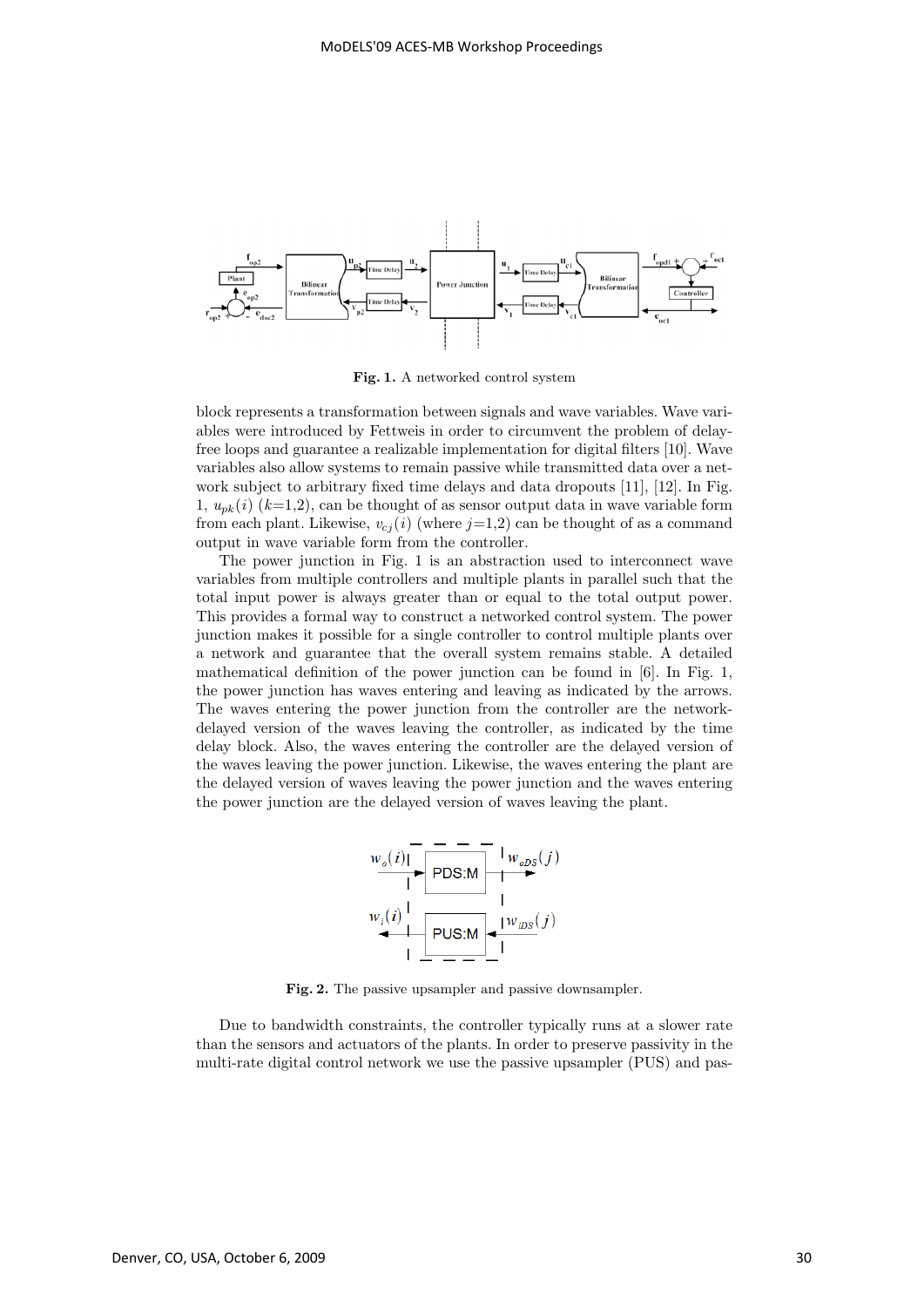**Fig. 1.** A networked control system

block represents a transformation between signals and wave variables. Wave variables were introduced by Fettweis in order to circumvent the problem of delay-free loops and guarantee a realizable implementation for digital filters [10]. Wave variables also allow systems to remain passive while transmitted data over a network subject to arbitrary fixed time delays and data dropouts [11], [12]. In Fig. 1, $u_{pk}(i)$ ($k$=1,2), can be thought of as sensor output data in wave variable form from each plant. Likewise, $v_{cj}(i)$ (where $j$=1,2) can be thought of as a command output in wave variable form from the controller.

The power junction in Fig. 1 is an abstraction used to interconnect wave variables from multiple controllers and multiple plants in parallel such that the total input power is always greater than or equal to the total output power. This provides a formal way to construct a networked control system. The power junction makes it possible for a single controller to control multiple plants over a network and guarantee that the overall system remains stable. A detailed mathematical definition of the power junction can be found in [6]. In Fig. 1, the power junction has waves entering and leaving as indicated by the arrows. The waves entering the power junction from the controller are the network-delayed version of the waves leaving the controller, as indicated by the time delay block. Also, the waves entering the controller are the delayed version of the waves leaving the power junction. Likewise, the waves entering the plant are the delayed version of waves leaving the power junction and the waves entering the power junction are the delayed version of waves leaving the plant.

**Fig. 2.** The passive upsampler and passive downsampler.

Due to bandwidth constraints, the controller typically runs at a slower rate than the sensors and actuators of the plants. In order to preserve passivity in the multi-rate digital control network we use the passive upsampler (PUS) and pas-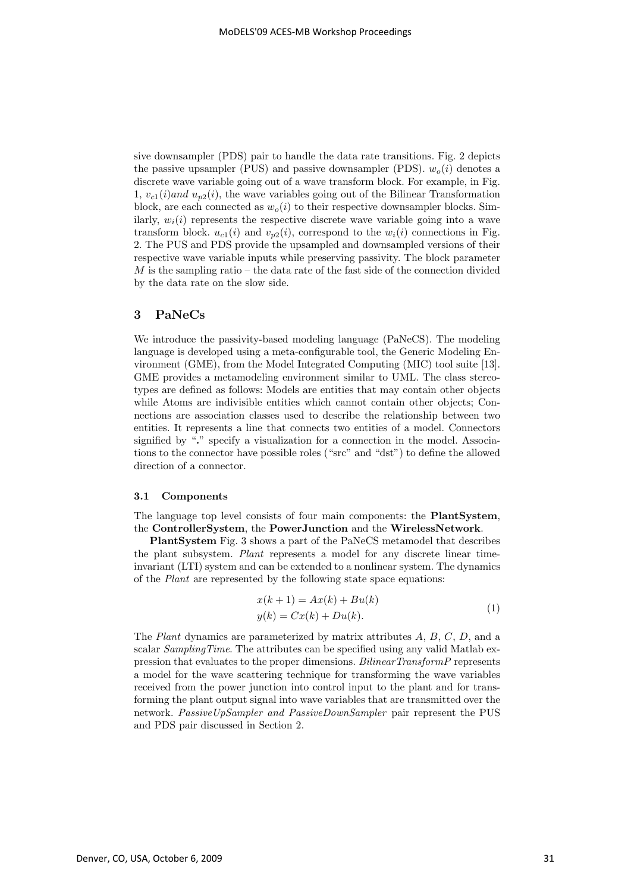sive downsampler (PDS) pair to handle the data rate transitions. Fig. 2 depicts the passive upsampler (PUS) and passive downsampler (PDS). $w_o(i)$ denotes a discrete wave variable going out of a wave transform block. For example, in Fig. 1, $v_{c1}(i) and\ u_{p2}(i)$, the wave variables going out of the Bilinear Transformation block, are each connected as $w_o(i)$ to their respective downsampler blocks. Similarly, $w_i(i)$ represents the respective discrete wave variable going into a wave transform block. $u_{c1}(i)$ and $v_{p2}(i)$, correspond to the $w_i(i)$ connections in Fig. 2. The PUS and PDS provide the upsampled and downsampled versions of their respective wave variable inputs while preserving passivity. The block parameter $M$ is the sampling ratio – the data rate of the fast side of the connection divided by the data rate on the slow side.

## 3 PaNeCs

We introduce the passivity-based modeling language (PaNeCS). The modeling language is developed using a meta-configurable tool, the Generic Modeling Environment (GME), from the Model Integrated Computing (MIC) tool suite [13]. GME provides a metamodeling environment similar to UML. The class stereotypes are defined as follows: Models are entities that may contain other objects while Atoms are indivisible entities which cannot contain other objects; Connections are association classes used to describe the relationship between two entities. It represents a line that connects two entities of a model. Connectors signified by "**.**" specify a visualization for a connection in the model. Associations to the connector have possible roles ("src" and "dst") to define the allowed direction of a connector.

### 3.1 Components

The language top level consists of four main components: the **PlantSystem**, the **ControllerSystem**, the **PowerJunction** and the **WirelessNetwork**.

**PlantSystem** Fig. 3 shows a part of the PaNeCS metamodel that describes the plant subsystem. *Plant* represents a model for any discrete linear time-invariant (LTI) system and can be extended to a nonlinear system. The dynamics of the *Plant* are represented by the following state space equations:

$$
\begin{aligned}
x(k+1) &= Ax(k) + Bu(k) \\
y(k) &= Cx(k) + Du(k).
\end{aligned}
\tag{1}
$$

The *Plant* dynamics are parameterized by matrix attributes $A$, $B$, $C$, $D$, and a scalar *SamplingTime*. The attributes can be specified using any valid Matlab expression that evaluates to the proper dimensions. *BilinearTransformP* represents a model for the wave scattering technique for transforming the wave variables received from the power junction into control input to the plant and for transforming the plant output signal into wave variables that are transmitted over the network. *PassiveUpSampler and PassiveDownSampler* pair represent the PUS and PDS pair discussed in Section 2.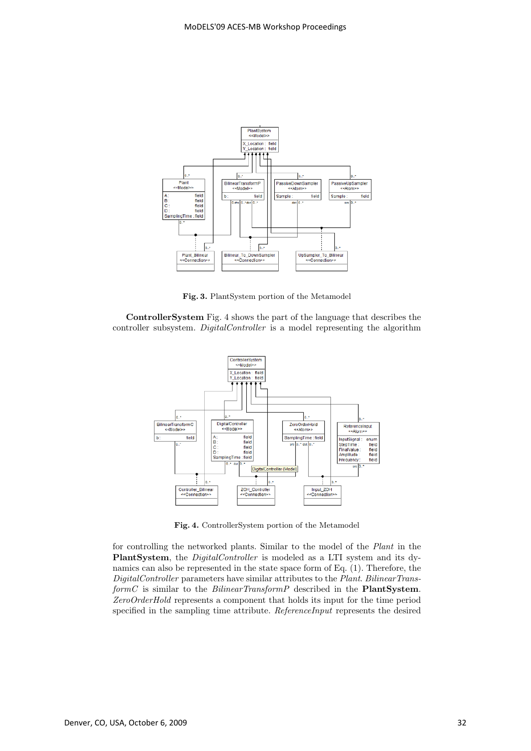Fig. 3. PlantSystem portion of the Metamodel

**ControllerSystem** Fig. 4 shows the part of the language that describes the controller subsystem. *DigitalController* is a model representing the algorithm

Fig. 4. ControllerSystem portion of the Metamodel

for controlling the networked plants. Similar to the model of the *Plant* in the **PlantSystem**, the *DigitalController* is modeled as a LTI system and its dynamics can also be represented in the state space form of Eq. (1). Therefore, the *DigitalController* parameters have similar attributes to the *Plant*. *BilinearTransformC* is similar to the *BilinearTransformP* described in the **PlantSystem**. *ZeroOrderHold* represents a component that holds its input for the time period specified in the sampling time attribute. *ReferenceInput* represents the desired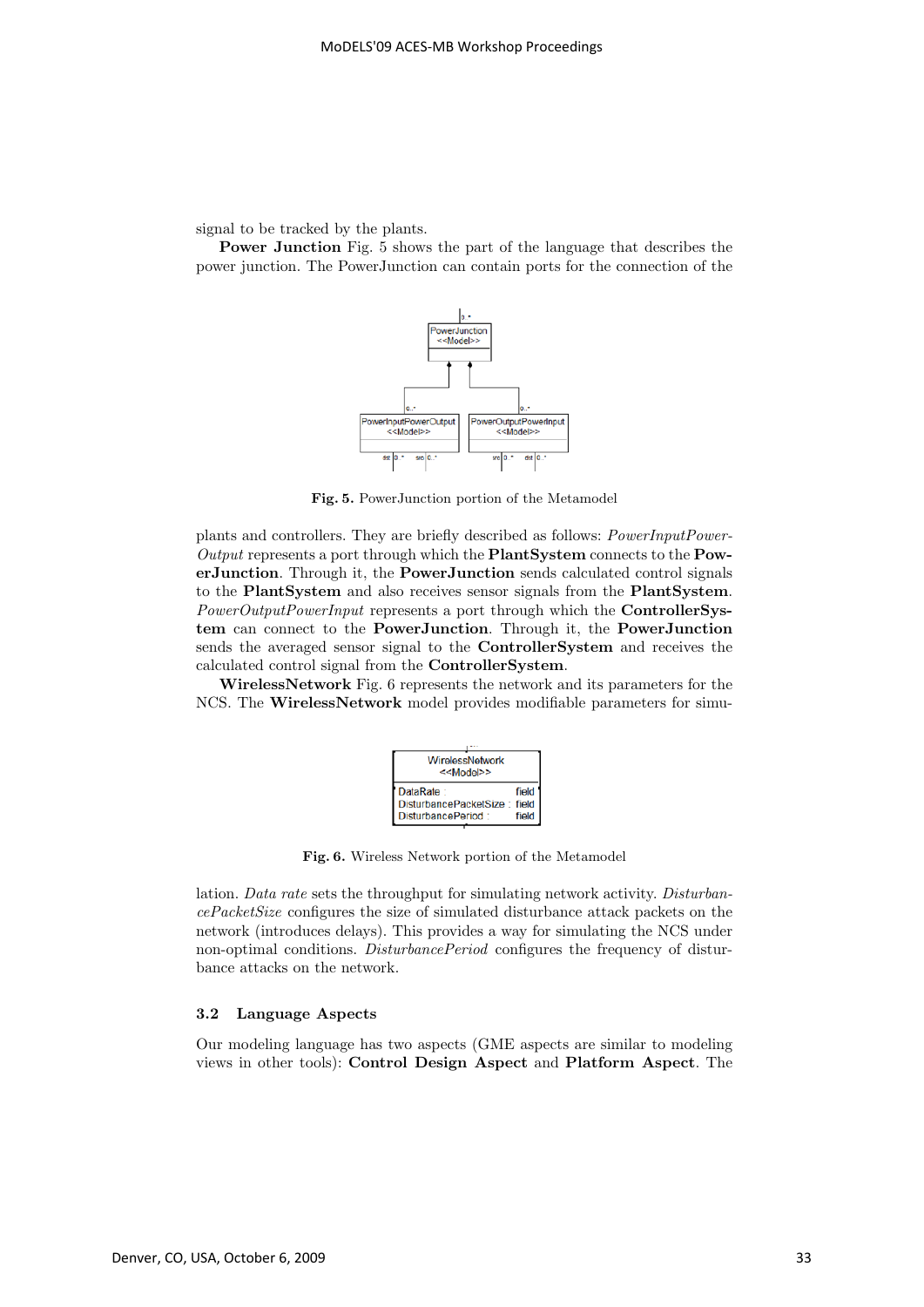signal to be tracked by the plants.

**Power Junction** Fig. 5 shows the part of the language that describes the power junction. The PowerJunction can contain ports for the connection of the

**Fig. 5.** PowerJunction portion of the Metamodel

plants and controllers. They are briefly described as follows: *PowerInputPowerOutput* represents a port through which the **PlantSystem** connects to the **PowerJunction**. Through it, the **PowerJunction** sends calculated control signals to the **PlantSystem** and also receives sensor signals from the **PlantSystem**. *PowerOutputPowerInput* represents a port through which the **ControllerSystem** can connect to the **PowerJunction**. Through it, the **PowerJunction** sends the averaged sensor signal to the **ControllerSystem** and receives the calculated control signal from the **ControllerSystem**.

**WirelessNetwork** Fig. 6 represents the network and its parameters for the NCS. The **WirelessNetwork** model provides modifiable parameters for simulation.

**Fig. 6.** Wireless Network portion of the Metamodel

*Data rate* sets the throughput for simulating network activity. *DisturbancePacketSize* configures the size of simulated disturbance attack packets on the network (introduces delays). This provides a way for simulating the NCS under non-optimal conditions. *DisturbancePeriod* configures the frequency of disturbance attacks on the network.

### 3.2 Language Aspects

Our modeling language has two aspects (GME aspects are similar to modeling views in other tools): **Control Design Aspect** and **Platform Aspect**. The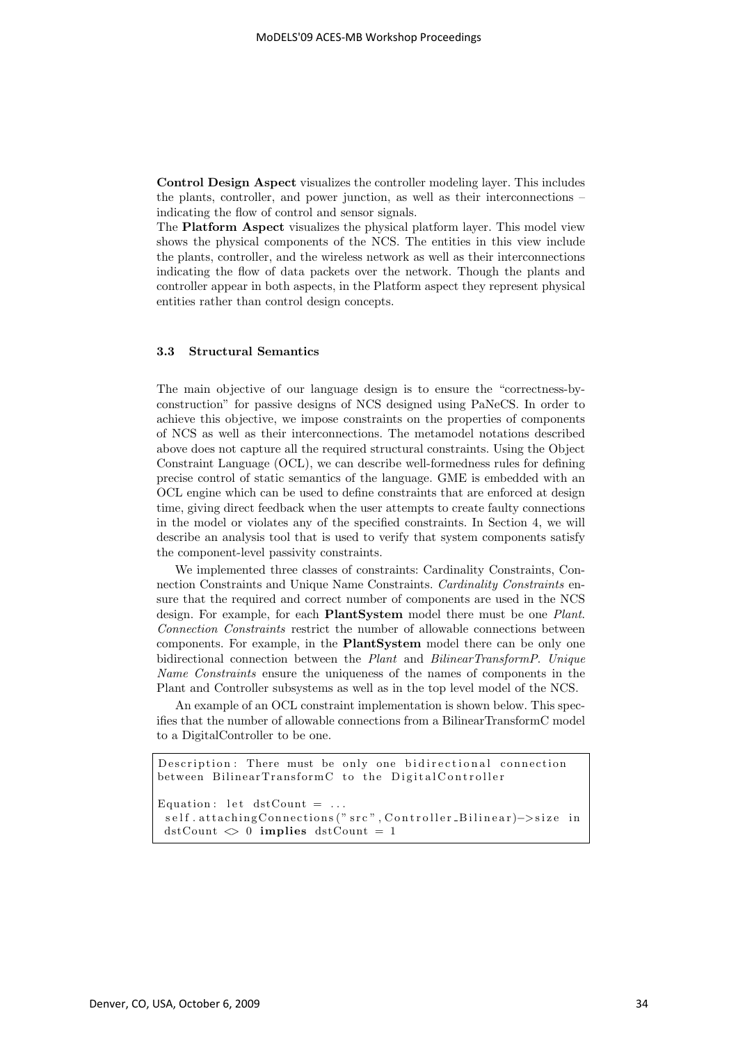**Control Design Aspect** visualizes the controller modeling layer. This includes the plants, controller, and power junction, as well as their interconnections – indicating the flow of control and sensor signals.
The **Platform Aspect** visualizes the physical platform layer. This model view shows the physical components of the NCS. The entities in this view include the plants, controller, and the wireless network as well as their interconnections indicating the flow of data packets over the network. Though the plants and controller appear in both aspects, in the Platform aspect they represent physical entities rather than control design concepts.

### 3.3 Structural Semantics

The main objective of our language design is to ensure the "correctness-by-construction" for passive designs of NCS designed using PaNeCS. In order to achieve this objective, we impose constraints on the properties of components of NCS as well as their interconnections. The metamodel notations described above does not capture all the required structural constraints. Using the Object Constraint Language (OCL), we can describe well-formedness rules for defining precise control of static semantics of the language. GME is embedded with an OCL engine which can be used to define constraints that are enforced at design time, giving direct feedback when the user attempts to create faulty connections in the model or violates any of the specified constraints. In Section 4, we will describe an analysis tool that is used to verify that system components satisfy the component-level passivity constraints.

We implemented three classes of constraints: Cardinality Constraints, Connection Constraints and Unique Name Constraints. *Cardinality Constraints* ensure that the required and correct number of components are used in the NCS design. For example, for each **PlantSystem** model there must be one *Plant*. *Connection Constraints* restrict the number of allowable connections between components. For example, in the **PlantSystem** model there can be only one bidirectional connection between the *Plant* and *BilinearTransformP*. *Unique Name Constraints* ensure the uniqueness of the names of components in the Plant and Controller subsystems as well as in the top level model of the NCS.

An example of an OCL constraint implementation is shown below. This specifies that the number of allowable connections from a BilinearTransformC model to a DigitalController to be one.

```
Description: There must be only one bidirectional connection
between BilinearTransformC to the DigitalController

Equation: let dstCount = ...
 self.attachingConnections("src",Controller_Bilinear)->size in
 dstCount <> 0 implies dstCount = 1
```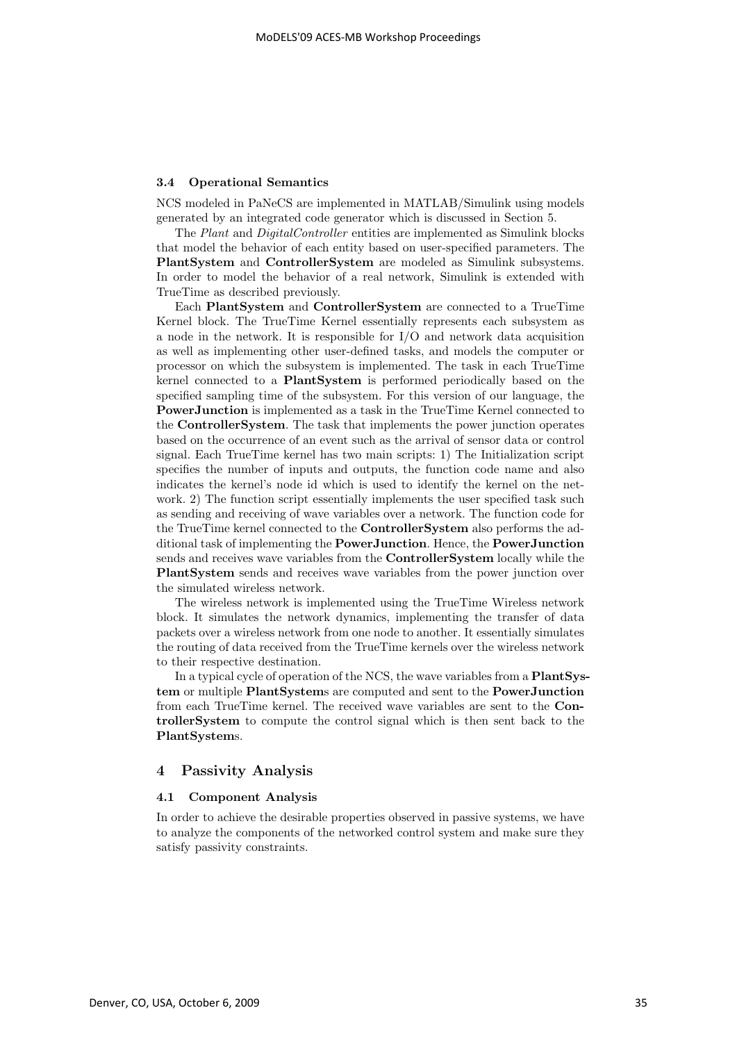### 3.4 Operational Semantics

NCS modeled in PaNeCS are implemented in MATLAB/Simulink using models generated by an integrated code generator which is discussed in Section 5.

The *Plant* and *DigitalController* entities are implemented as Simulink blocks that model the behavior of each entity based on user-specified parameters. The **PlantSystem** and **ControllerSystem** are modeled as Simulink subsystems. In order to model the behavior of a real network, Simulink is extended with TrueTime as described previously.

Each **PlantSystem** and **ControllerSystem** are connected to a TrueTime Kernel block. The TrueTime Kernel essentially represents each subsystem as a node in the network. It is responsible for I/O and network data acquisition as well as implementing other user-defined tasks, and models the computer or processor on which the subsystem is implemented. The task in each TrueTime kernel connected to a **PlantSystem** is performed periodically based on the specified sampling time of the subsystem. For this version of our language, the **PowerJunction** is implemented as a task in the TrueTime Kernel connected to the **ControllerSystem**. The task that implements the power junction operates based on the occurrence of an event such as the arrival of sensor data or control signal. Each TrueTime kernel has two main scripts: 1) The Initialization script specifies the number of inputs and outputs, the function code name and also indicates the kernel's node id which is used to identify the kernel on the network. 2) The function script essentially implements the user specified task such as sending and receiving of wave variables over a network. The function code for the TrueTime kernel connected to the **ControllerSystem** also performs the additional task of implementing the **PowerJunction**. Hence, the **PowerJunction** sends and receives wave variables from the **ControllerSystem** locally while the **PlantSystem** sends and receives wave variables from the power junction over the simulated wireless network.

The wireless network is implemented using the TrueTime Wireless network block. It simulates the network dynamics, implementing the transfer of data packets over a wireless network from one node to another. It essentially simulates the routing of data received from the TrueTime kernels over the wireless network to their respective destination.

In a typical cycle of operation of the NCS, the wave variables from a **PlantSystem** or multiple **PlantSystem**s are computed and sent to the **PowerJunction** from each TrueTime kernel. The received wave variables are sent to the **ControllerSystem** to compute the control signal which is then sent back to the **PlantSystem**s.

## 4 Passivity Analysis

### 4.1 Component Analysis

In order to achieve the desirable properties observed in passive systems, we have to analyze the components of the networked control system and make sure they satisfy passivity constraints.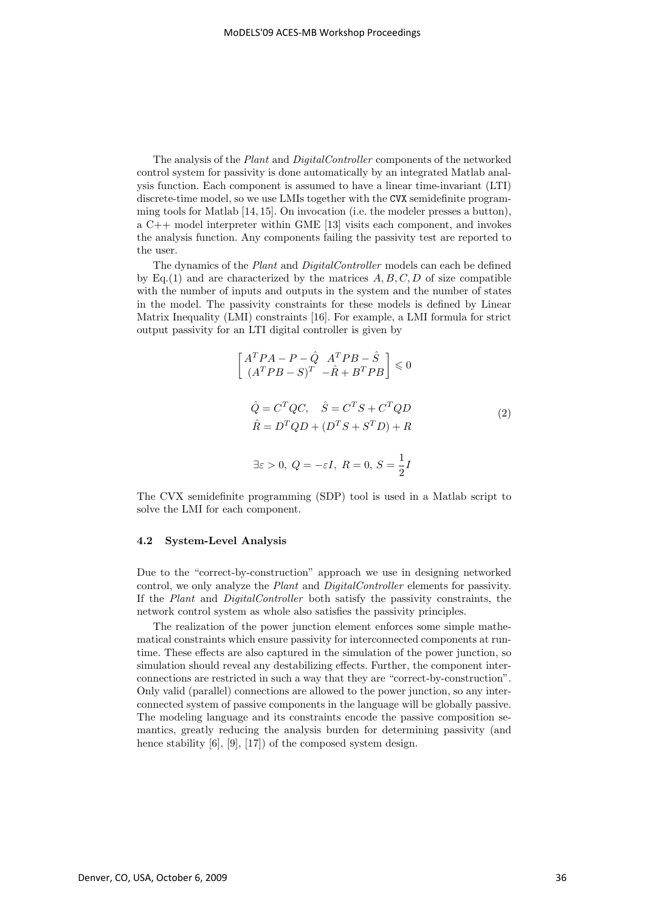The analysis of the *Plant* and *DigitalController* components of the networked control system for passivity is done automatically by an integrated Matlab analysis function. Each component is assumed to have a linear time-invariant (LTI) discrete-time model, so we use LMIs together with the `CVX` semidefinite programming tools for Matlab [14, 15]. On invocation (i.e. the modeler presses a button), a C++ model interpreter within GME [13] visits each component, and invokes the analysis function. Any components failing the passivity test are reported to the user.

The dynamics of the *Plant* and *DigitalController* models can each be defined by Eq.(1) and are characterized by the matrices $A, B, C, D$ of size compatible with the number of inputs and outputs in the system and the number of states in the model. The passivity constraints for these models is defined by Linear Matrix Inequality (LMI) constraints [16]. For example, a LMI formula for strict output passivity for an LTI digital controller is given by

$$
\begin{gathered}
\begin{bmatrix} A^T PA - P - \hat{Q} & A^T PB - \hat{S} \\ (A^T PB - S)^T & -\hat{R} + B^T PB \end{bmatrix} \leqslant 0 \\
\\
\hat{Q} = C^T QC, \quad \hat{S} = C^T S + C^T QD \\
\hat{R} = D^T QD + (D^T S + S^T D) + R \\
\\
\exists \varepsilon > 0,\ Q = -\varepsilon I,\ R = 0,\ S = \frac{1}{2} I
\end{gathered}
\tag{2}
$$

The CVX semidefinite programming (SDP) tool is used in a Matlab script to solve the LMI for each component.

### 4.2 System-Level Analysis

Due to the "correct-by-construction" approach we use in designing networked control, we only analyze the *Plant* and *DigitalController* elements for passivity. If the *Plant* and *DigitalController* both satisfy the passivity constraints, the network control system as whole also satisfies the passivity principles.

The realization of the power junction element enforces some simple mathematical constraints which ensure passivity for interconnected components at runtime. These effects are also captured in the simulation of the power junction, so simulation should reveal any destabilizing effects. Further, the component interconnections are restricted in such a way that they are "correct-by-construction". Only valid (parallel) connections are allowed to the power junction, so any interconnected system of passive components in the language will be globally passive. The modeling language and its constraints encode the passive composition semantics, greatly reducing the analysis burden for determining passivity (and hence stability [6], [9], [17]) of the composed system design.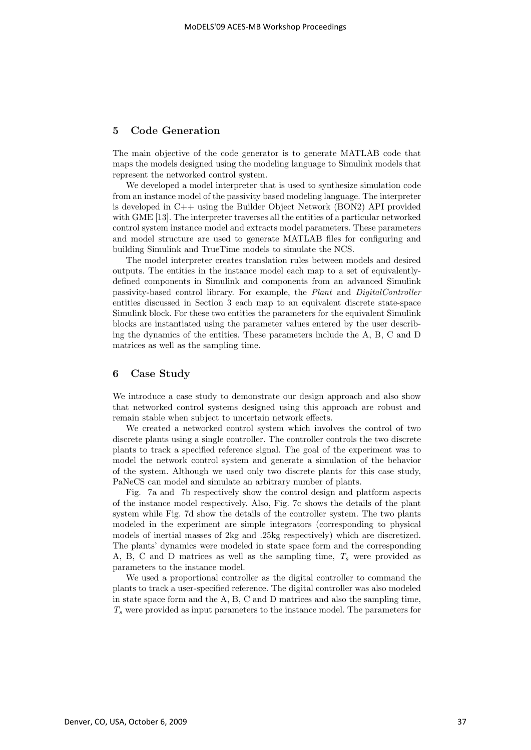## 5 Code Generation

The main objective of the code generator is to generate MATLAB code that maps the models designed using the modeling language to Simulink models that represent the networked control system.

We developed a model interpreter that is used to synthesize simulation code from an instance model of the passivity based modeling language. The interpreter is developed in C++ using the Builder Object Network (BON2) API provided with GME [13]. The interpreter traverses all the entities of a particular networked control system instance model and extracts model parameters. These parameters and model structure are used to generate MATLAB files for configuring and building Simulink and TrueTime models to simulate the NCS.

The model interpreter creates translation rules between models and desired outputs. The entities in the instance model each map to a set of equivalently-defined components in Simulink and components from an advanced Simulink passivity-based control library. For example, the *Plant* and *DigitalController* entities discussed in Section 3 each map to an equivalent discrete state-space Simulink block. For these two entities the parameters for the equivalent Simulink blocks are instantiated using the parameter values entered by the user describing the dynamics of the entities. These parameters include the A, B, C and D matrices as well as the sampling time.

## 6 Case Study

We introduce a case study to demonstrate our design approach and also show that networked control systems designed using this approach are robust and remain stable when subject to uncertain network effects.

We created a networked control system which involves the control of two discrete plants using a single controller. The controller controls the two discrete plants to track a specified reference signal. The goal of the experiment was to model the network control system and generate a simulation of the behavior of the system. Although we used only two discrete plants for this case study, PaNeCS can model and simulate an arbitrary number of plants.

Fig. 7a and 7b respectively show the control design and platform aspects of the instance model respectively. Also, Fig. 7c shows the details of the plant system while Fig. 7d show the details of the controller system. The two plants modeled in the experiment are simple integrators (corresponding to physical models of inertial masses of 2kg and .25kg respectively) which are discretized. The plants' dynamics were modeled in state space form and the corresponding A, B, C and D matrices as well as the sampling time, $T_s$ were provided as parameters to the instance model.

We used a proportional controller as the digital controller to command the plants to track a user-specified reference. The digital controller was also modeled in state space form and the A, B, C and D matrices and also the sampling time, $T_s$ were provided as input parameters to the instance model. The parameters for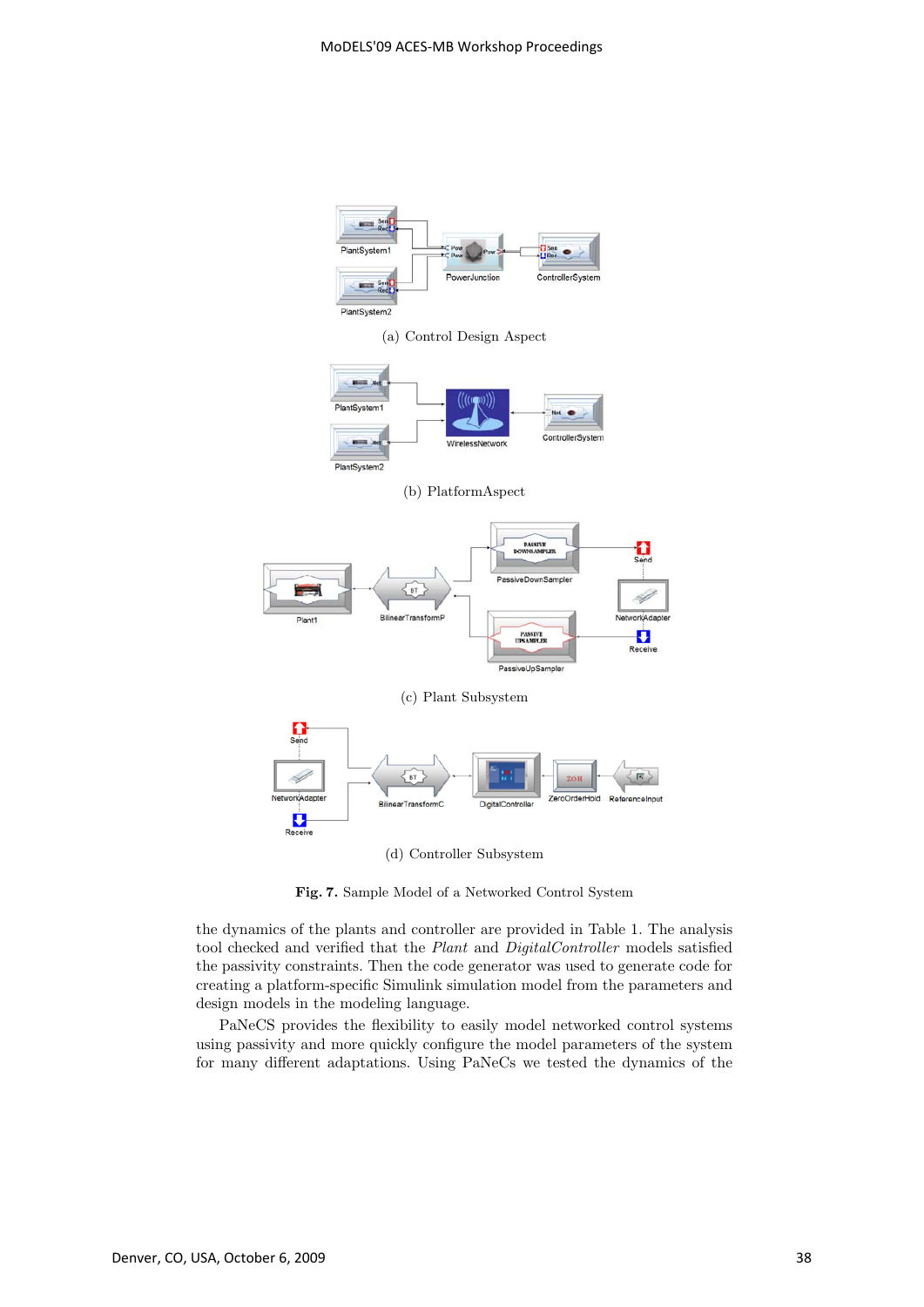(a) Control Design Aspect

(b) PlatformAspect

(c) Plant Subsystem

(d) Controller Subsystem

**Fig. 7.** Sample Model of a Networked Control System

the dynamics of the plants and controller are provided in Table 1. The analysis tool checked and verified that the *Plant* and *DigitalController* models satisfied the passivity constraints. Then the code generator was used to generate code for creating a platform-specific Simulink simulation model from the parameters and design models in the modeling language.

PaNeCS provides the flexibility to easily model networked control systems using passivity and more quickly configure the model parameters of the system for many different adaptations. Using PaNeCs we tested the dynamics of the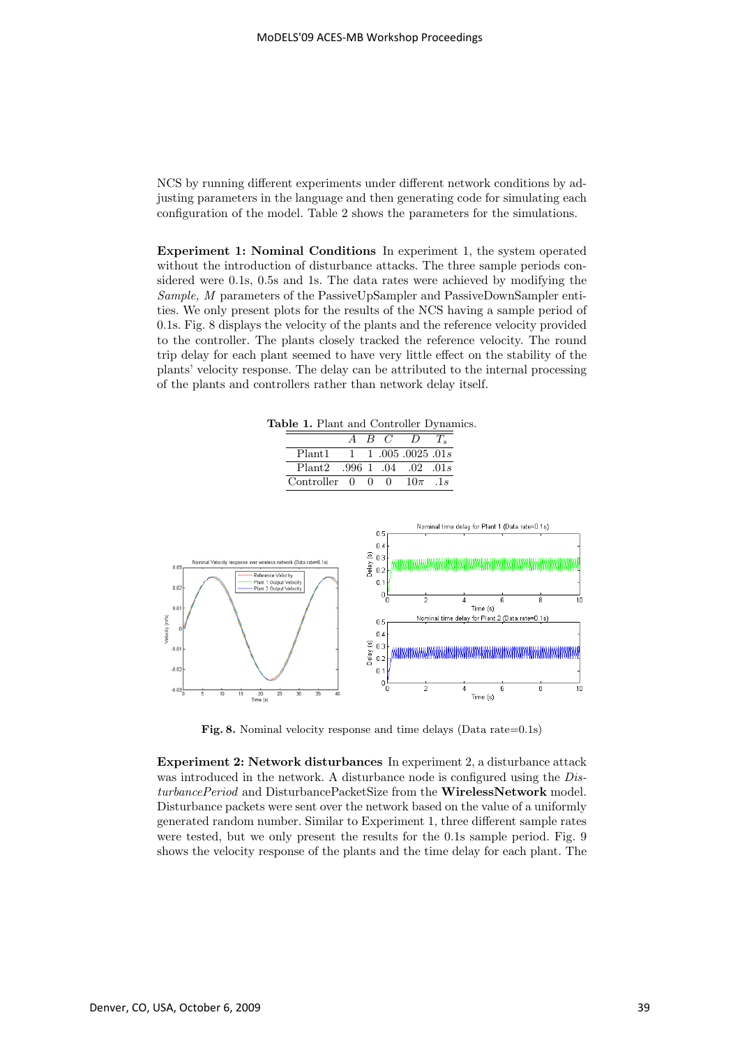NCS by running different experiments under different network conditions by adjusting parameters in the language and then generating code for simulating each configuration of the model. Table 2 shows the parameters for the simulations.

**Experiment 1: Nominal Conditions** In experiment 1, the system operated without the introduction of disturbance attacks. The three sample periods considered were 0.1s, 0.5s and 1s. The data rates were achieved by modifying the *Sample*, *M* parameters of the PassiveUpSampler and PassiveDownSampler entities. We only present plots for the results of the NCS having a sample period of 0.1s. Fig. 8 displays the velocity of the plants and the reference velocity provided to the controller. The plants closely tracked the reference velocity. The round trip delay for each plant seemed to have very little effect on the stability of the plants' velocity response. The delay can be attributed to the internal processing of the plants and controllers rather than network delay itself.

**Table 1.** Plant and Controller Dynamics.

| | $A$ | $B$ | $C$ | $D$ | $T_s$ |
|---|---|---|---|---|---|
| Plant1 | 1 | 1 | .005 | .0025 | $.01s$ |
| Plant2 | .996 | 1 | .04 | .02 | $.01s$ |
| Controller | 0 | 0 | 0 | $10\pi$ | $.1s$ |

**Fig. 8.** Nominal velocity response and time delays (Data rate=0.1s)

**Experiment 2: Network disturbances** In experiment 2, a disturbance attack was introduced in the network. A disturbance node is configured using the *DisturbancePeriod* and DisturbancePacketSize from the **WirelessNetwork** model. Disturbance packets were sent over the network based on the value of a uniformly generated random number. Similar to Experiment 1, three different sample rates were tested, but we only present the results for the 0.1s sample period. Fig. 9 shows the velocity response of the plants and the time delay for each plant. The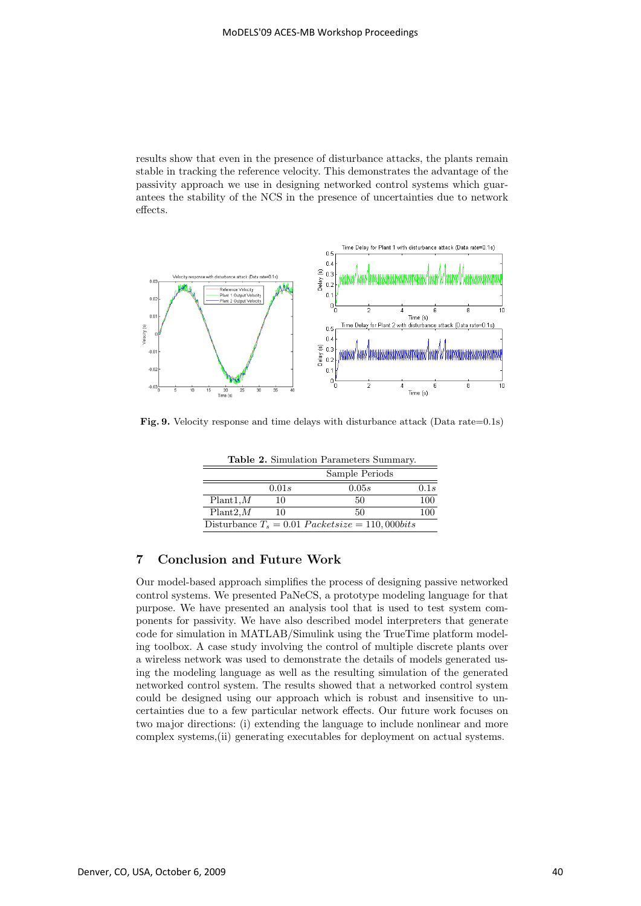results show that even in the presence of disturbance attacks, the plants remain stable in tracking the reference velocity. This demonstrates the advantage of the passivity approach we use in designing networked control systems which guarantees the stability of the NCS in the presence of uncertainties due to network effects.

**Fig. 9.** Velocity response and time delays with disturbance attack (Data rate=0.1s)

**Table 2.** Simulation Parameters Summary.

| | Sample Periods | | |
|---|---|---|---|
| | $0.01s$ | $0.05s$ | $0.1s$ |
| Plant1,$M$ | 10 | 50 | 100 |
| Plant2,$M$ | 10 | 50 | 100 |
| Disturbance $T_s = 0.01$ $Packetsize = 110,000bits$ | | | |

## 7 Conclusion and Future Work

Our model-based approach simplifies the process of designing passive networked control systems. We presented PaNeCS, a prototype modeling language for that purpose. We have presented an analysis tool that is used to test system components for passivity. We have also described model interpreters that generate code for simulation in MATLAB/Simulink using the TrueTime platform modeling toolbox. A case study involving the control of multiple discrete plants over a wireless network was used to demonstrate the details of models generated using the modeling language as well as the resulting simulation of the generated networked control system. The results showed that a networked control system could be designed using our approach which is robust and insensitive to uncertainties due to a few particular network effects. Our future work focuses on two major directions: (i) extending the language to include nonlinear and more complex systems,(ii) generating executables for deployment on actual systems.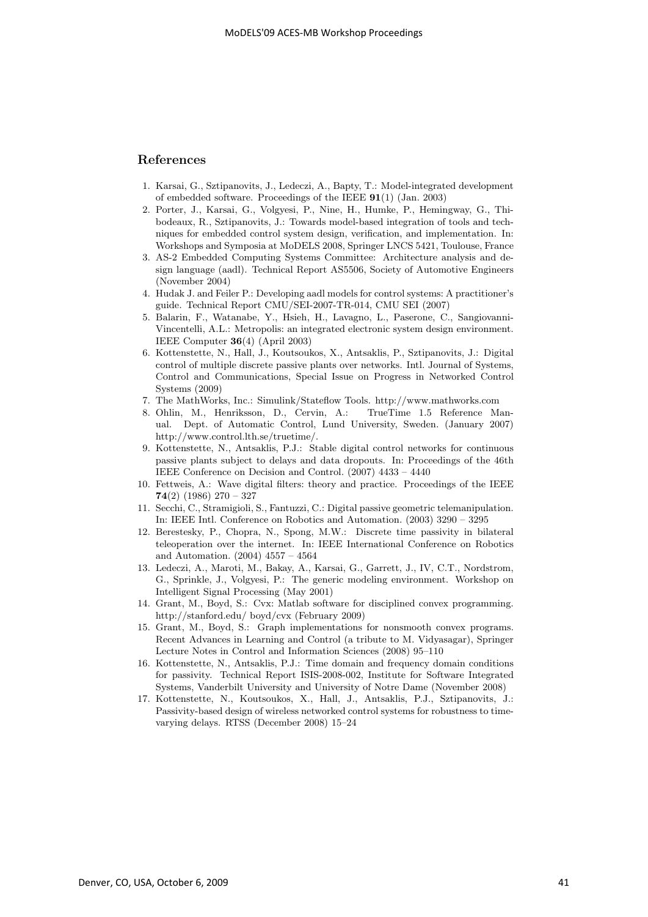## References

1. Karsai, G., Sztipanovits, J., Ledeczi, A., Bapty, T.: Model-integrated development of embedded software. Proceedings of the IEEE **91**(1) (Jan. 2003)
2. Porter, J., Karsai, G., Volgyesi, P., Nine, H., Humke, P., Hemingway, G., Thibodeaux, R., Sztipanovits, J.: Towards model-based integration of tools and techniques for embedded control system design, verification, and implementation. In: Workshops and Symposia at MoDELS 2008, Springer LNCS 5421, Toulouse, France
3. AS-2 Embedded Computing Systems Committee: Architecture analysis and design language (aadl). Technical Report AS5506, Society of Automotive Engineers (November 2004)
4. Hudak J. and Feiler P.: Developing aadl models for control systems: A practitioner's guide. Technical Report CMU/SEI-2007-TR-014, CMU SEI (2007)
5. Balarin, F., Watanabe, Y., Hsieh, H., Lavagno, L., Paserone, C., Sangiovanni-Vincentelli, A.L.: Metropolis: an integrated electronic system design environment. IEEE Computer **36**(4) (April 2003)
6. Kottenstette, N., Hall, J., Koutsoukos, X., Antsaklis, P., Sztipanovits, J.: Digital control of multiple discrete passive plants over networks. Intl. Journal of Systems, Control and Communications, Special Issue on Progress in Networked Control Systems (2009)
7. The MathWorks, Inc.: Simulink/Stateflow Tools. http://www.mathworks.com
8. Ohlin, M., Henriksson, D., Cervin, A.: TrueTime 1.5 Reference Manual. Dept. of Automatic Control, Lund University, Sweden. (January 2007) http://www.control.lth.se/truetime/.
9. Kottenstette, N., Antsaklis, P.J.: Stable digital control networks for continuous passive plants subject to delays and data dropouts. In: Proceedings of the 46th IEEE Conference on Decision and Control. (2007) 4433 – 4440
10. Fettweis, A.: Wave digital filters: theory and practice. Proceedings of the IEEE **74**(2) (1986) 270 – 327
11. Secchi, C., Stramigioli, S., Fantuzzi, C.: Digital passive geometric telemanipulation. In: IEEE Intl. Conference on Robotics and Automation. (2003) 3290 – 3295
12. Berestesky, P., Chopra, N., Spong, M.W.: Discrete time passivity in bilateral teleoperation over the internet. In: IEEE International Conference on Robotics and Automation. (2004) 4557 – 4564
13. Ledeczi, A., Maroti, M., Bakay, A., Karsai, G., Garrett, J., IV, C.T., Nordstrom, G., Sprinkle, J., Volgyesi, P.: The generic modeling environment. Workshop on Intelligent Signal Processing (May 2001)
14. Grant, M., Boyd, S.: Cvx: Matlab software for disciplined convex programming. http://stanford.edu/ boyd/cvx (February 2009)
15. Grant, M., Boyd, S.: Graph implementations for nonsmooth convex programs. Recent Advances in Learning and Control (a tribute to M. Vidyasagar), Springer Lecture Notes in Control and Information Sciences (2008) 95–110
16. Kottenstette, N., Antsaklis, P.J.: Time domain and frequency domain conditions for passivity. Technical Report ISIS-2008-002, Institute for Software Integrated Systems, Vanderbilt University and University of Notre Dame (November 2008)
17. Kottenstette, N., Koutsoukos, X., Hall, J., Antsaklis, P.J., Sztipanovits, J.: Passivity-based design of wireless networked control systems for robustness to time-varying delays. RTSS (December 2008) 15–24